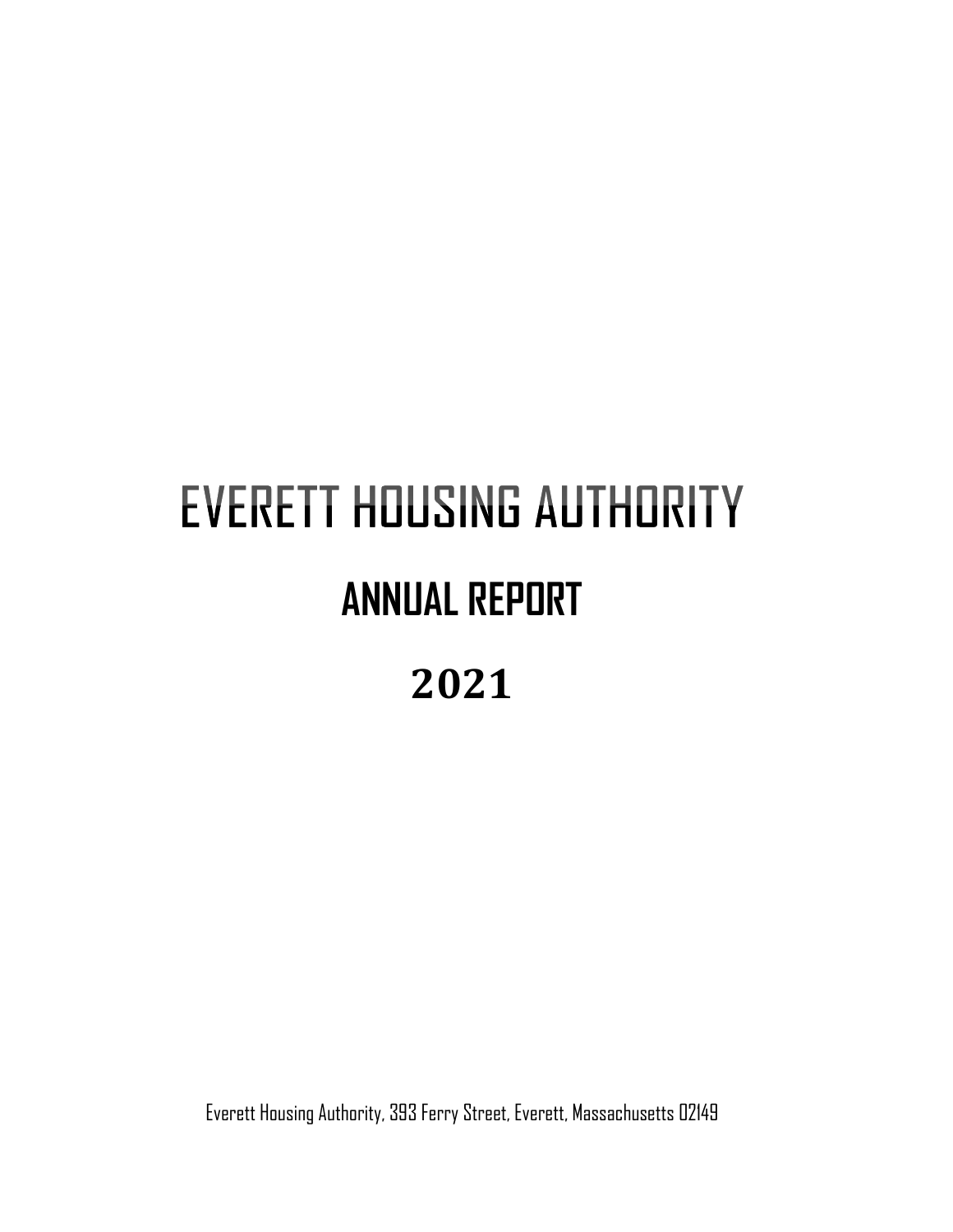# EVERETT HOUSING AUTHORITY

## ANNUAL REPORT

## 2021

Everett Housing Authority, 393 Ferry Street, Everett, Massachusetts 02149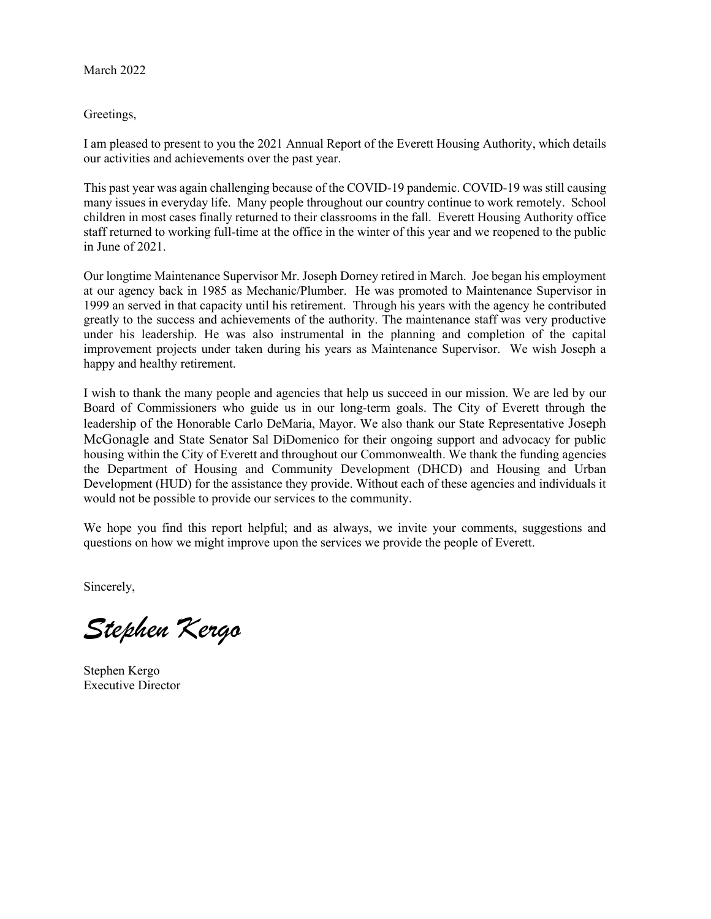March 2022

Greetings,

I am pleased to present to you the 2021 Annual Report of the Everett Housing Authority, which details our activities and achievements over the past year.

This past year was again challenging because of the COVID-19 pandemic. COVID-19 was still causing many issues in everyday life. Many people throughout our country continue to work remotely. School children in most cases finally returned to their classrooms in the fall. Everett Housing Authority office staff returned to working full-time at the office in the winter of this year and we reopened to the public in June of 2021.

Our longtime Maintenance Supervisor Mr. Joseph Dorney retired in March. Joe began his employment at our agency back in 1985 as Mechanic/Plumber. He was promoted to Maintenance Supervisor in 1999 an served in that capacity until his retirement. Through his years with the agency he contributed greatly to the success and achievements of the authority. The maintenance staff was very productive under his leadership. He was also instrumental in the planning and completion of the capital improvement projects under taken during his years as Maintenance Supervisor. We wish Joseph a happy and healthy retirement.

I wish to thank the many people and agencies that help us succeed in our mission. We are led by our Board of Commissioners who guide us in our long-term goals. The City of Everett through the leadership of the Honorable Carlo DeMaria, Mayor. We also thank our State Representative Joseph McGonagle and State Senator Sal DiDomenico for their ongoing support and advocacy for public housing within the City of Everett and throughout our Commonwealth. We thank the funding agencies the Department of Housing and Community Development (DHCD) and Housing and Urban Development (HUD) for the assistance they provide. Without each of these agencies and individuals it would not be possible to provide our services to the community.

We hope you find this report helpful; and as always, we invite your comments, suggestions and questions on how we might improve upon the services we provide the people of Everett.

Sincerely,

*Stephen Kergo*

Stephen Kergo
Executive Director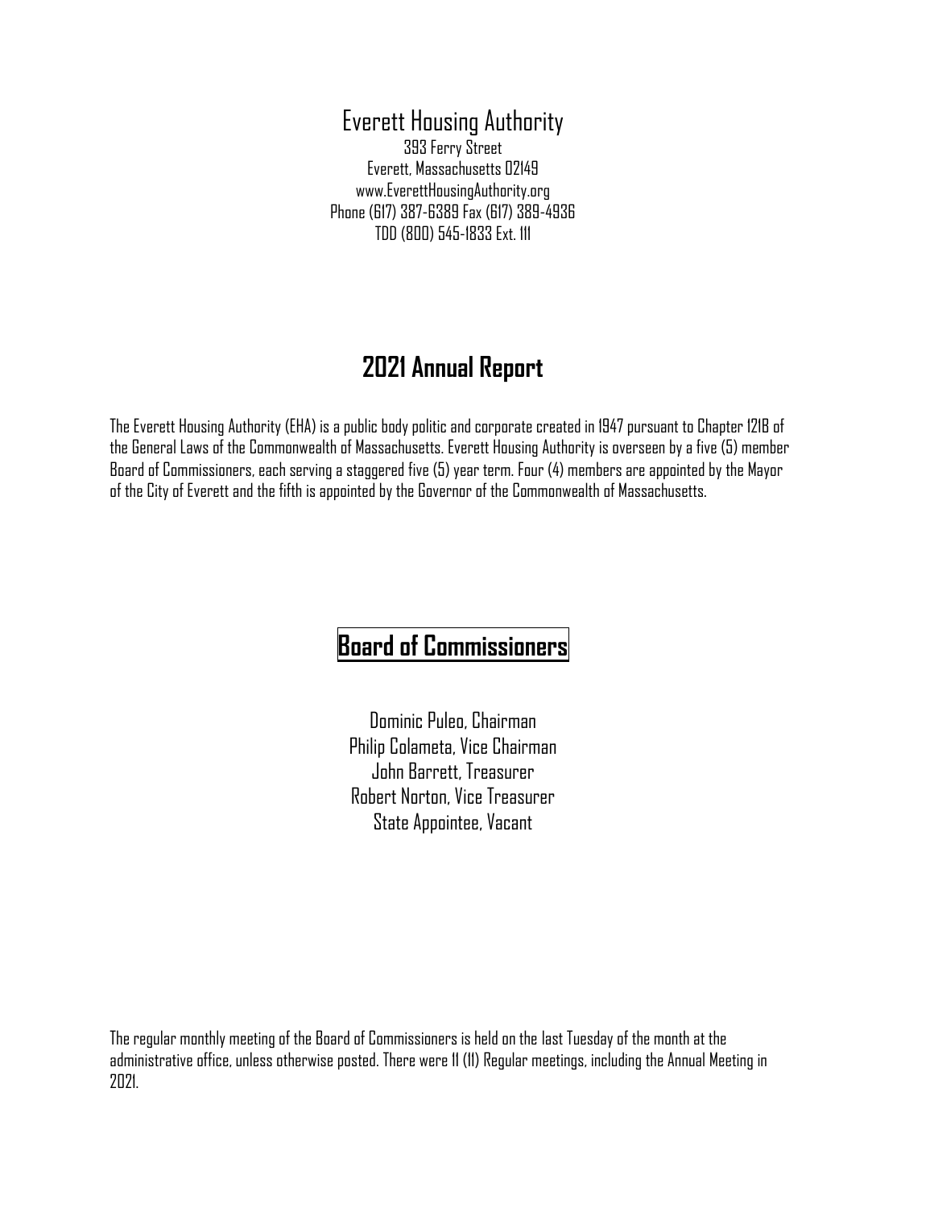# Everett Housing Authority

393 Ferry Street
Everett, Massachusetts 02149
www.EverettHousingAuthority.org
Phone (617) 387-6389 Fax (617) 389-4936
TDD (800) 545-1833 Ext. 111

## 2021 Annual Report

The Everett Housing Authority (EHA) is a public body politic and corporate created in 1947 pursuant to Chapter 121B of the General Laws of the Commonwealth of Massachusetts. Everett Housing Authority is overseen by a five (5) member Board of Commissioners, each serving a staggered five (5) year term. Four (4) members are appointed by the Mayor of the City of Everett and the fifth is appointed by the Governor of the Commonwealth of Massachusetts.

## Board of Commissioners

Dominic Puleo, Chairman
Philip Colameta, Vice Chairman
John Barrett, Treasurer
Robert Norton, Vice Treasurer
State Appointee, Vacant

The regular monthly meeting of the Board of Commissioners is held on the last Tuesday of the month at the administrative office, unless otherwise posted. There were 11 (11) Regular meetings, including the Annual Meeting in 2021.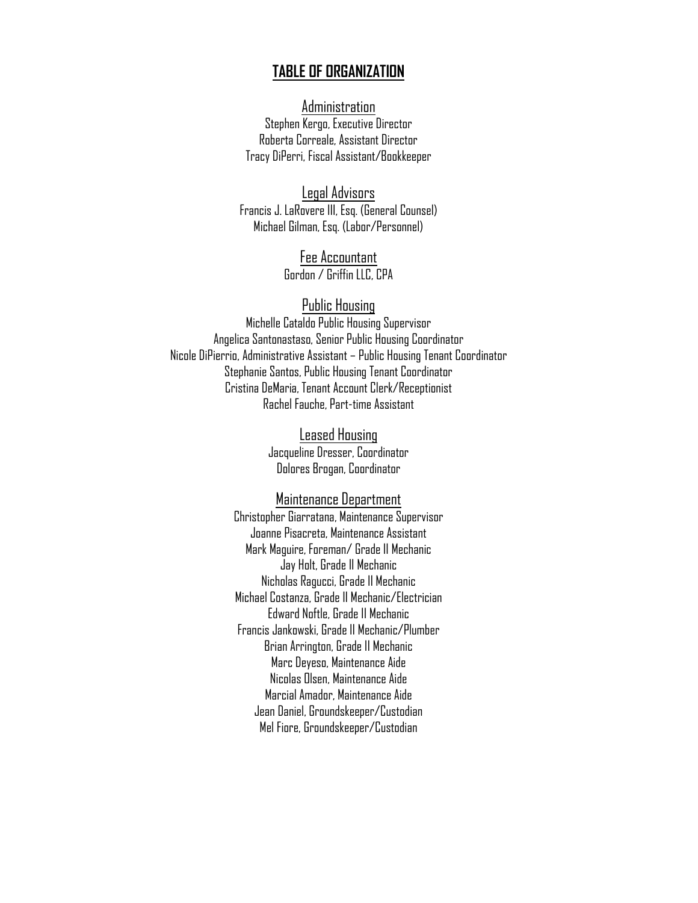# TABLE OF ORGANIZATION

## Administration

Stephen Kergo, Executive Director
Roberta Correale, Assistant Director
Tracy DiPerri, Fiscal Assistant/Bookkeeper

## Legal Advisors

Francis J. LaRovere III, Esq. (General Counsel)
Michael Gilman, Esq. (Labor/Personnel)

## Fee Accountant

Gordon / Griffin LLC, CPA

## Public Housing

Michelle Cataldo Public Housing Supervisor
Angelica Santonastaso, Senior Public Housing Coordinator
Nicole DiPierrio, Administrative Assistant – Public Housing Tenant Coordinator
Stephanie Santos, Public Housing Tenant Coordinator
Cristina DeMaria, Tenant Account Clerk/Receptionist
Rachel Fauche, Part-time Assistant

## Leased Housing

Jacqueline Dresser, Coordinator
Dolores Brogan, Coordinator

## Maintenance Department

Christopher Giarratana, Maintenance Supervisor
Joanne Pisacreta, Maintenance Assistant
Mark Maguire, Foreman/ Grade II Mechanic
Jay Holt, Grade II Mechanic
Nicholas Ragucci, Grade II Mechanic
Michael Costanza, Grade II Mechanic/Electrician
Edward Noftle, Grade II Mechanic
Francis Jankowski, Grade II Mechanic/Plumber
Brian Arrington, Grade II Mechanic
Marc Deyeso, Maintenance Aide
Nicolas Olsen, Maintenance Aide
Marcial Amador, Maintenance Aide
Jean Daniel, Groundskeeper/Custodian
Mel Fiore, Groundskeeper/Custodian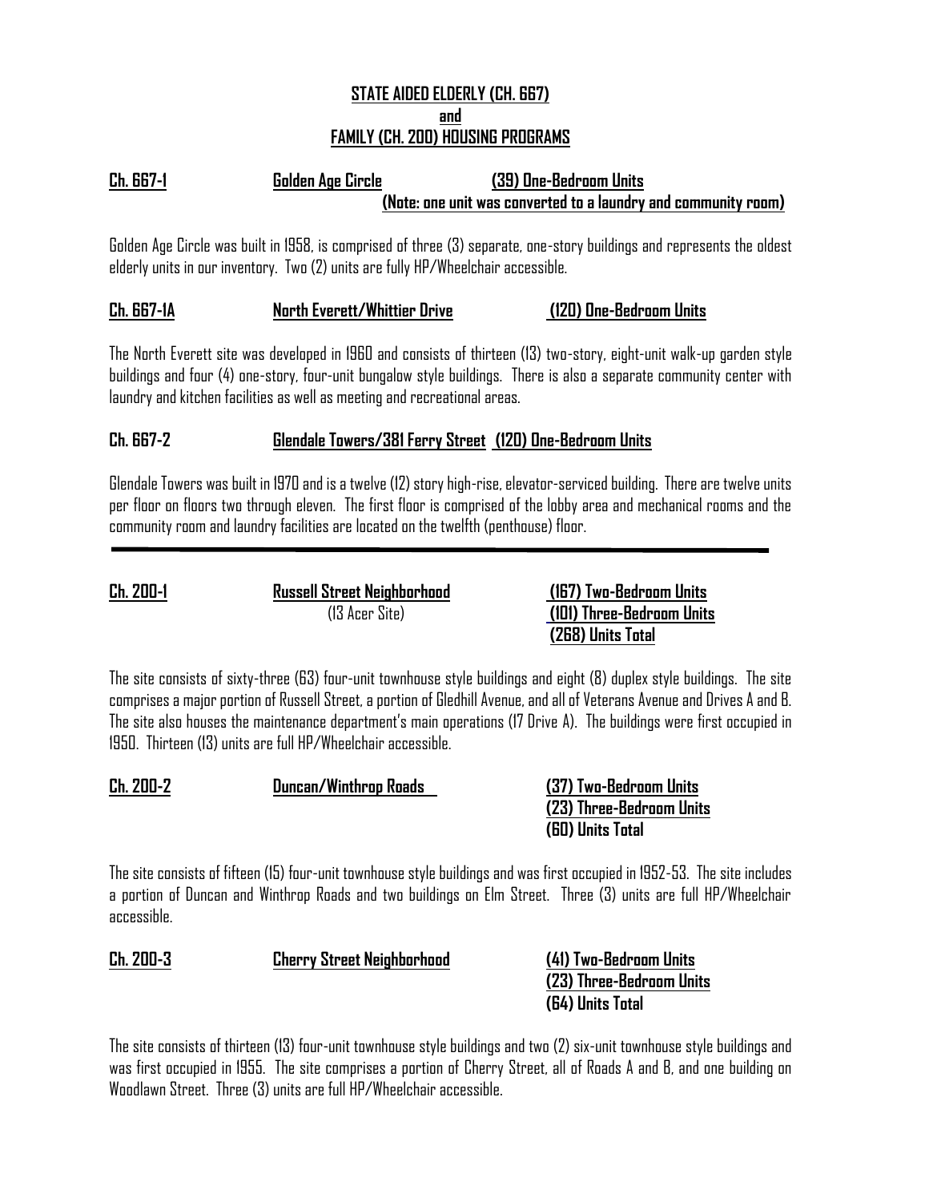## STATE AIDED ELDERLY (CH. 667) and FAMILY (CH. 200) HOUSING PROGRAMS

**Ch. 667-1 — Golden Age Circle — (39) One-Bedroom Units**
**(Note: one unit was converted to a laundry and community room)**

Golden Age Circle was built in 1958, is comprised of three (3) separate, one-story buildings and represents the oldest elderly units in our inventory. Two (2) units are fully HP/Wheelchair accessible.

**Ch. 667-1A — North Everett/Whittier Drive — (120) One-Bedroom Units**

The North Everett site was developed in 1960 and consists of thirteen (13) two-story, eight-unit walk-up garden style buildings and four (4) one-story, four-unit bungalow style buildings. There is also a separate community center with laundry and kitchen facilities as well as meeting and recreational areas.

**Ch. 667-2 — Glendale Towers/381 Ferry Street — (120) One-Bedroom Units**

Glendale Towers was built in 1970 and is a twelve (12) story high-rise, elevator-serviced building. There are twelve units per floor on floors two through eleven. The first floor is comprised of the lobby area and mechanical rooms and the community room and laundry facilities are located on the twelfth (penthouse) floor.

---

**Ch. 200-1 — Russell Street Neighborhood (13 Acer Site)**
**(167) Two-Bedroom Units**
**(101) Three-Bedroom Units**
**(268) Units Total**

The site consists of sixty-three (63) four-unit townhouse style buildings and eight (8) duplex style buildings. The site comprises a major portion of Russell Street, a portion of Gledhill Avenue, and all of Veterans Avenue and Drives A and B. The site also houses the maintenance department's main operations (17 Drive A). The buildings were first occupied in 1950. Thirteen (13) units are full HP/Wheelchair accessible.

**Ch. 200-2 — Duncan/Winthrop Roads**
**(37) Two-Bedroom Units**
**(23) Three-Bedroom Units**
**(60) Units Total**

The site consists of fifteen (15) four-unit townhouse style buildings and was first occupied in 1952-53. The site includes a portion of Duncan and Winthrop Roads and two buildings on Elm Street. Three (3) units are full HP/Wheelchair accessible.

**Ch. 200-3 — Cherry Street Neighborhood**
**(41) Two-Bedroom Units**
**(23) Three-Bedroom Units**
**(64) Units Total**

The site consists of thirteen (13) four-unit townhouse style buildings and two (2) six-unit townhouse style buildings and was first occupied in 1955. The site comprises a portion of Cherry Street, all of Roads A and B, and one building on Woodlawn Street. Three (3) units are full HP/Wheelchair accessible.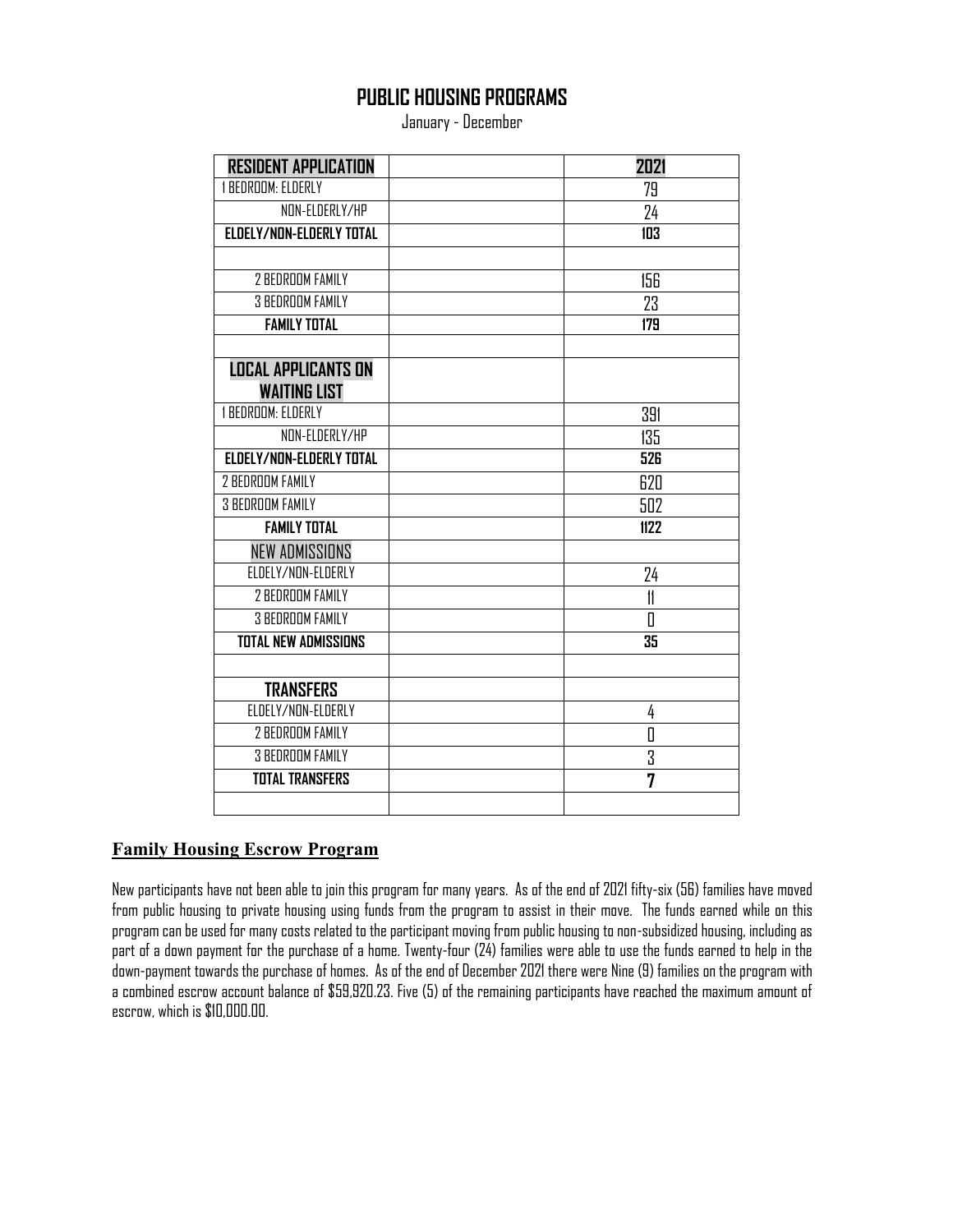# PUBLIC HOUSING PROGRAMS

January - December

| RESIDENT APPLICATION | | 2021 |
|---|---|---|
| 1 BEDROOM: ELDERLY | | 79 |
| NON-ELDERLY/HP | | 24 |
| **ELDELY/NON-ELDERLY TOTAL** | | **103** |
| | | |
| 2 BEDROOM FAMILY | | 156 |
| 3 BEDROOM FAMILY | | 23 |
| **FAMILY TOTAL** | | **179** |
| | | |
| **LOCAL APPLICANTS ON WAITING LIST** | | |
| 1 BEDROOM: ELDERLY | | 391 |
| NON-ELDERLY/HP | | 135 |
| **ELDELY/NON-ELDERLY TOTAL** | | **526** |
| 2 BEDROOM FAMILY | | 620 |
| 3 BEDROOM FAMILY | | 502 |
| **FAMILY TOTAL** | | **1122** |
| NEW ADMISSIONS | | |
| ELDELY/NON-ELDERLY | | 24 |
| 2 BEDROOM FAMILY | | 11 |
| 3 BEDROOM FAMILY | | 0 |
| **TOTAL NEW ADMISSIONS** | | **35** |
| | | |
| **TRANSFERS** | | |
| ELDELY/NON-ELDERLY | | 4 |
| 2 BEDROOM FAMILY | | 0 |
| 3 BEDROOM FAMILY | | 3 |
| **TOTAL TRANSFERS** | | **7** |
| | | |

## Family Housing Escrow Program

New participants have not been able to join this program for many years. As of the end of 2021 fifty-six (56) families have moved from public housing to private housing using funds from the program to assist in their move. The funds earned while on this program can be used for many costs related to the participant moving from public housing to non-subsidized housing, including as part of a down payment for the purchase of a home. Twenty-four (24) families were able to use the funds earned to help in the down-payment towards the purchase of homes. As of the end of December 2021 there were Nine (9) families on the program with a combined escrow account balance of $59,920.23. Five (5) of the remaining participants have reached the maximum amount of escrow, which is $10,000.00.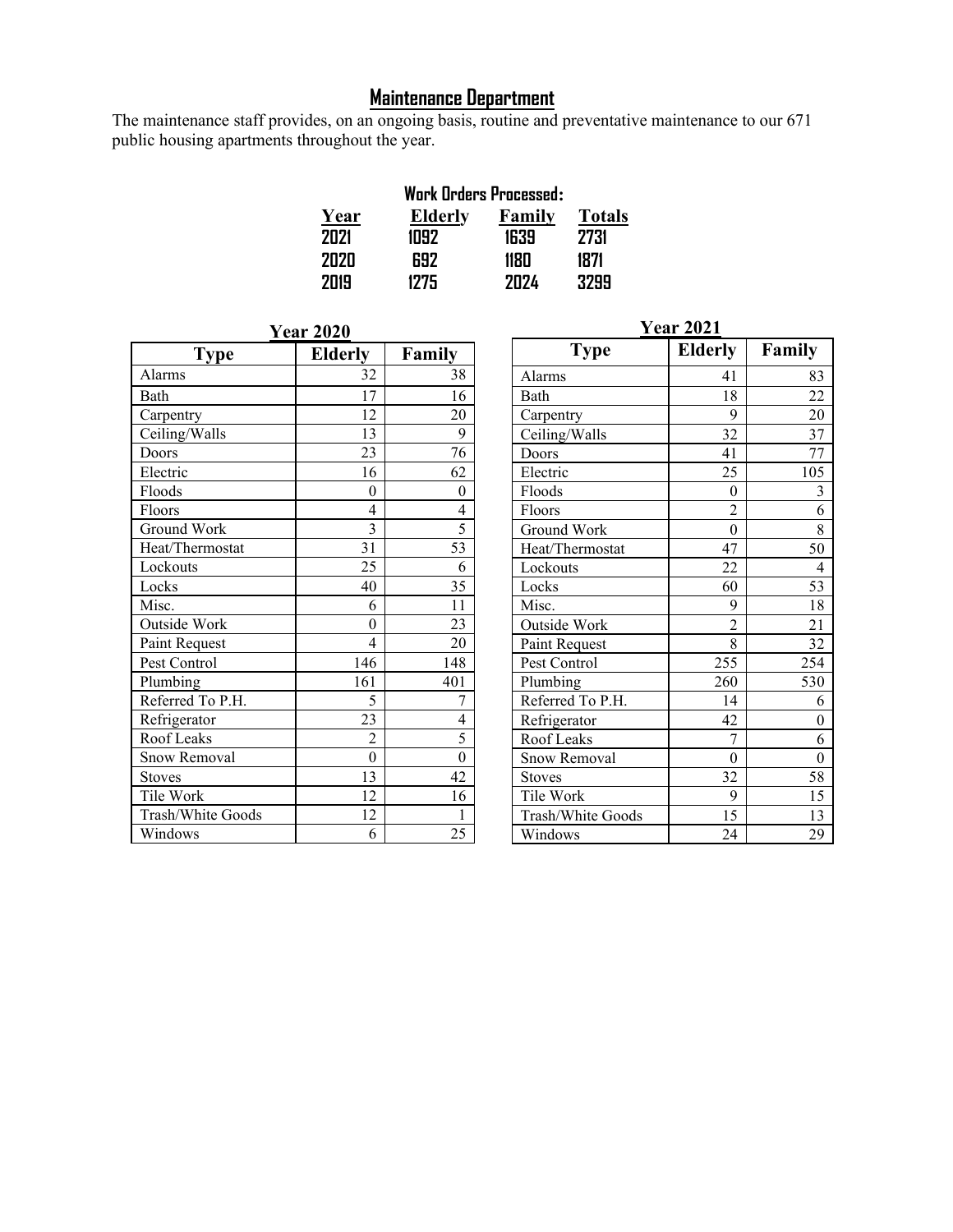## Maintenance Department

The maintenance staff provides, on an ongoing basis, routine and preventative maintenance to our 671 public housing apartments throughout the year.

**Work Orders Processed:**

| Year | Elderly | Family | Totals |
|---|---|---|---|
| 2021 | 1092 | 1639 | 2731 |
| 2020 | 692 | 1180 | 1871 |
| 2019 | 1275 | 2024 | 3299 |

**Year 2020**

| Type | Elderly | Family |
|---|---|---|
| Alarms | 32 | 38 |
| Bath | 17 | 16 |
| Carpentry | 12 | 20 |
| Ceiling/Walls | 13 | 9 |
| Doors | 23 | 76 |
| Electric | 16 | 62 |
| Floods | 0 | 0 |
| Floors | 4 | 4 |
| Ground Work | 3 | 5 |
| Heat/Thermostat | 31 | 53 |
| Lockouts | 25 | 6 |
| Locks | 40 | 35 |
| Misc. | 6 | 11 |
| Outside Work | 0 | 23 |
| Paint Request | 4 | 20 |
| Pest Control | 146 | 148 |
| Plumbing | 161 | 401 |
| Referred To P.H. | 5 | 7 |
| Refrigerator | 23 | 4 |
| Roof Leaks | 2 | 5 |
| Snow Removal | 0 | 0 |
| Stoves | 13 | 42 |
| Tile Work | 12 | 16 |
| Trash/White Goods | 12 | 1 |
| Windows | 6 | 25 |

**Year 2021**

| Type | Elderly | Family |
|---|---|---|
| Alarms | 41 | 83 |
| Bath | 18 | 22 |
| Carpentry | 9 | 20 |
| Ceiling/Walls | 32 | 37 |
| Doors | 41 | 77 |
| Electric | 25 | 105 |
| Floods | 0 | 3 |
| Floors | 2 | 6 |
| Ground Work | 0 | 8 |
| Heat/Thermostat | 47 | 50 |
| Lockouts | 22 | 4 |
| Locks | 60 | 53 |
| Misc. | 9 | 18 |
| Outside Work | 2 | 21 |
| Paint Request | 8 | 32 |
| Pest Control | 255 | 254 |
| Plumbing | 260 | 530 |
| Referred To P.H. | 14 | 6 |
| Refrigerator | 42 | 0 |
| Roof Leaks | 7 | 6 |
| Snow Removal | 0 | 0 |
| Stoves | 32 | 58 |
| Tile Work | 9 | 15 |
| Trash/White Goods | 15 | 13 |
| Windows | 24 | 29 |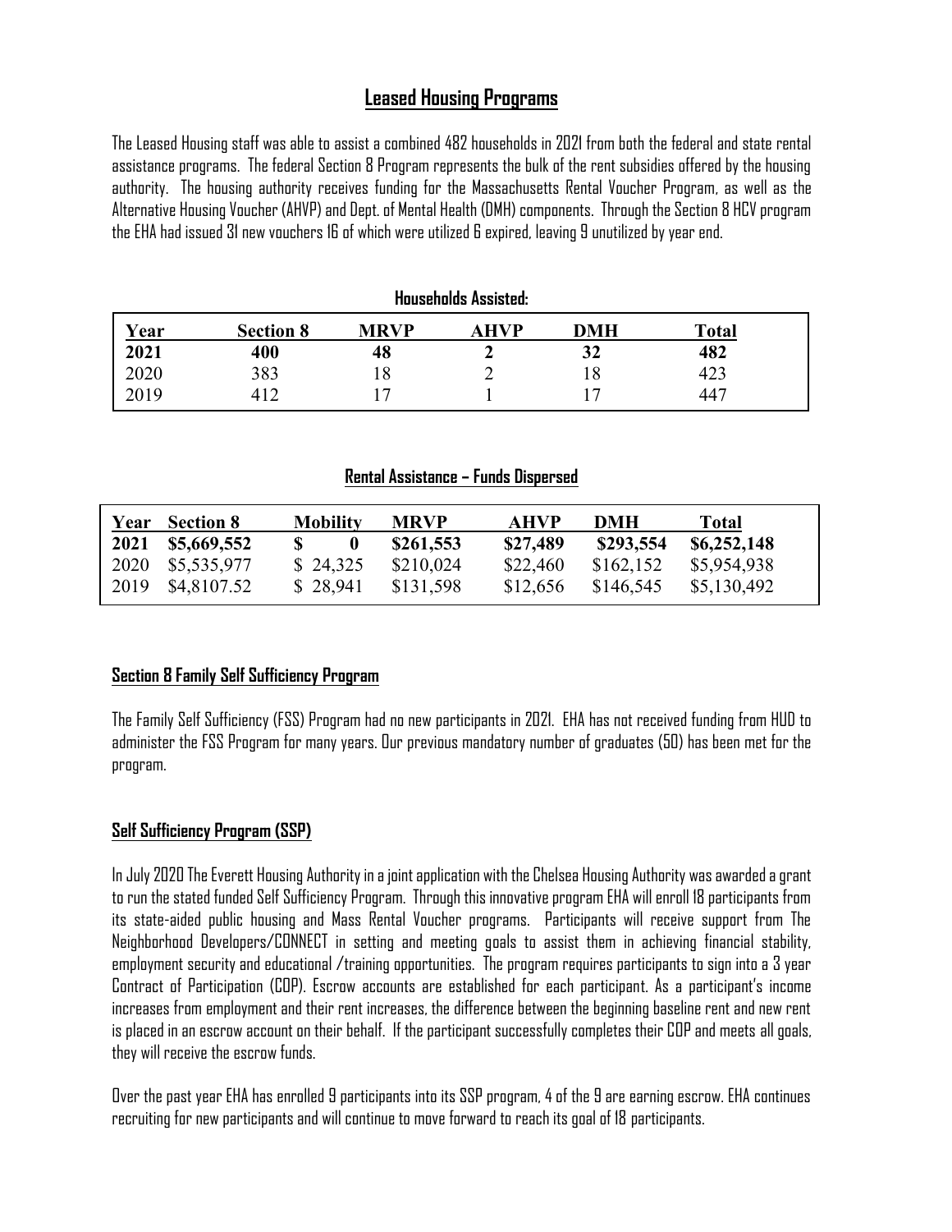## Leased Housing Programs

The Leased Housing staff was able to assist a combined 482 households in 2021 from both the federal and state rental assistance programs. The federal Section 8 Program represents the bulk of the rent subsidies offered by the housing authority. The housing authority receives funding for the Massachusetts Rental Voucher Program, as well as the Alternative Housing Voucher (AHVP) and Dept. of Mental Health (DMH) components. Through the Section 8 HCV program the EHA had issued 31 new vouchers 16 of which were utilized 6 expired, leaving 9 unutilized by year end.

**Households Assisted:**

| Year | Section 8 | MRVP | AHVP | DMH | Total |
|---|---|---|---|---|---|
| **2021** | **400** | **48** | **2** | **32** | **482** |
| 2020 | 383 | 18 | 2 | 18 | 423 |
| 2019 | 412 | 17 | 1 | 17 | 447 |

**Rental Assistance – Funds Dispersed**

| Year | Section 8 | Mobility | MRVP | AHVP | DMH | Total |
|---|---|---|---|---|---|---|
| **2021** | **$5,669,552** | **$ 0** | **$261,553** | **$27,489** | **$293,554** | **$6,252,148** |
| 2020 | $5,535,977 | $ 24,325 | $210,024 | $22,460 | $162,152 | $5,954,938 |
| 2019 | $4,8107.52 | $ 28,941 | $131,598 | $12,656 | $146,545 | $5,130,492 |

### Section 8 Family Self Sufficiency Program

The Family Self Sufficiency (FSS) Program had no new participants in 2021. EHA has not received funding from HUD to administer the FSS Program for many years. Our previous mandatory number of graduates (50) has been met for the program.

### Self Sufficiency Program (SSP)

In July 2020 The Everett Housing Authority in a joint application with the Chelsea Housing Authority was awarded a grant to run the stated funded Self Sufficiency Program. Through this innovative program EHA will enroll 18 participants from its state-aided public housing and Mass Rental Voucher programs. Participants will receive support from The Neighborhood Developers/CONNECT in setting and meeting goals to assist them in achieving financial stability, employment security and educational /training opportunities. The program requires participants to sign into a 3 year Contract of Participation (COP). Escrow accounts are established for each participant. As a participant's income increases from employment and their rent increases, the difference between the beginning baseline rent and new rent is placed in an escrow account on their behalf. If the participant successfully completes their COP and meets all goals, they will receive the escrow funds.

Over the past year EHA has enrolled 9 participants into its SSP program, 4 of the 9 are earning escrow. EHA continues recruiting for new participants and will continue to move forward to reach its goal of 18 participants.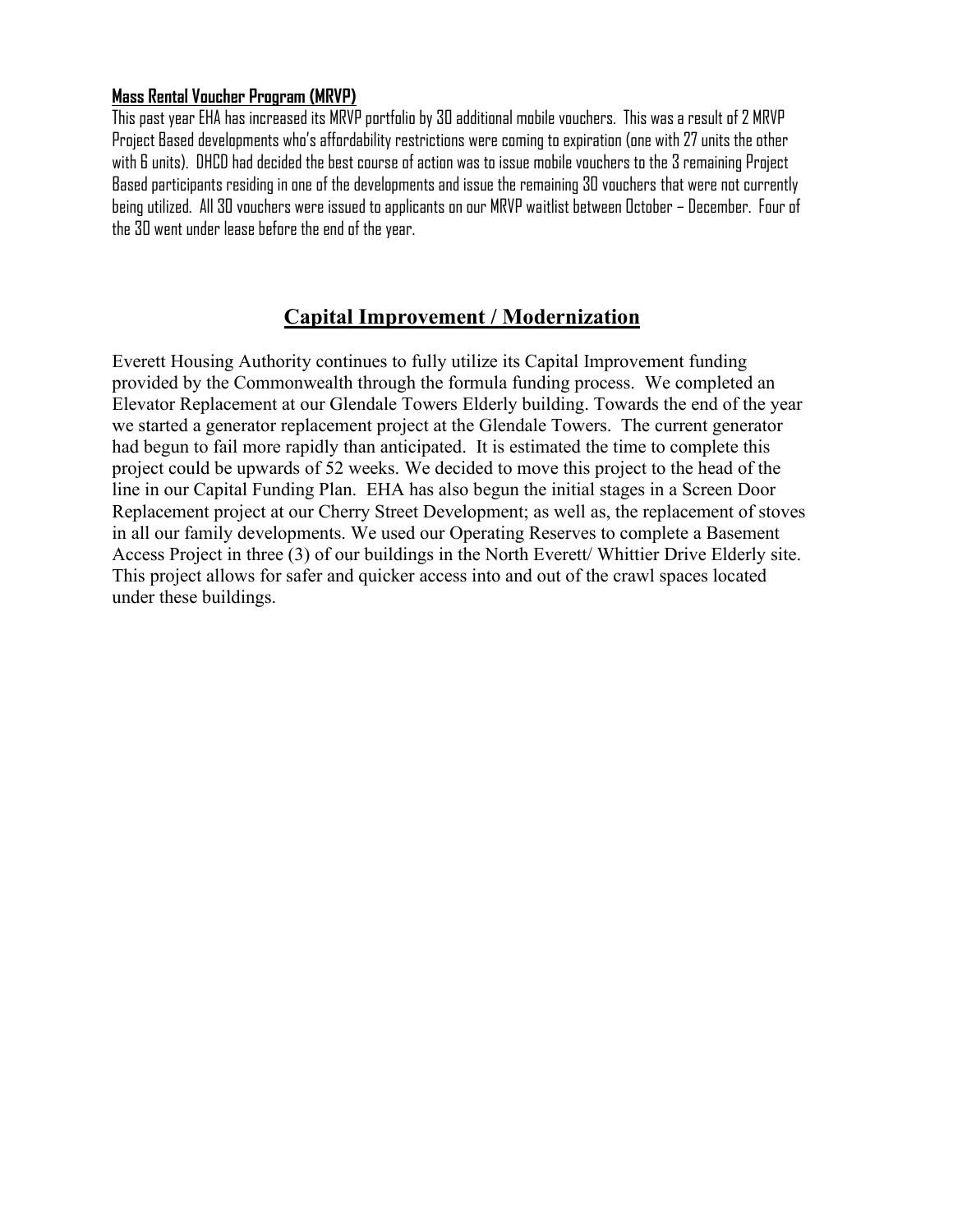**Mass Rental Voucher Program (MRVP)**

This past year EHA has increased its MRVP portfolio by 30 additional mobile vouchers. This was a result of 2 MRVP Project Based developments who's affordability restrictions were coming to expiration (one with 27 units the other with 6 units). DHCD had decided the best course of action was to issue mobile vouchers to the 3 remaining Project Based participants residing in one of the developments and issue the remaining 30 vouchers that were not currently being utilized. All 30 vouchers were issued to applicants on our MRVP waitlist between October – December. Four of the 30 went under lease before the end of the year.

## Capital Improvement / Modernization

Everett Housing Authority continues to fully utilize its Capital Improvement funding provided by the Commonwealth through the formula funding process. We completed an Elevator Replacement at our Glendale Towers Elderly building. Towards the end of the year we started a generator replacement project at the Glendale Towers. The current generator had begun to fail more rapidly than anticipated. It is estimated the time to complete this project could be upwards of 52 weeks. We decided to move this project to the head of the line in our Capital Funding Plan. EHA has also begun the initial stages in a Screen Door Replacement project at our Cherry Street Development; as well as, the replacement of stoves in all our family developments. We used our Operating Reserves to complete a Basement Access Project in three (3) of our buildings in the North Everett/ Whittier Drive Elderly site. This project allows for safer and quicker access into and out of the crawl spaces located under these buildings.